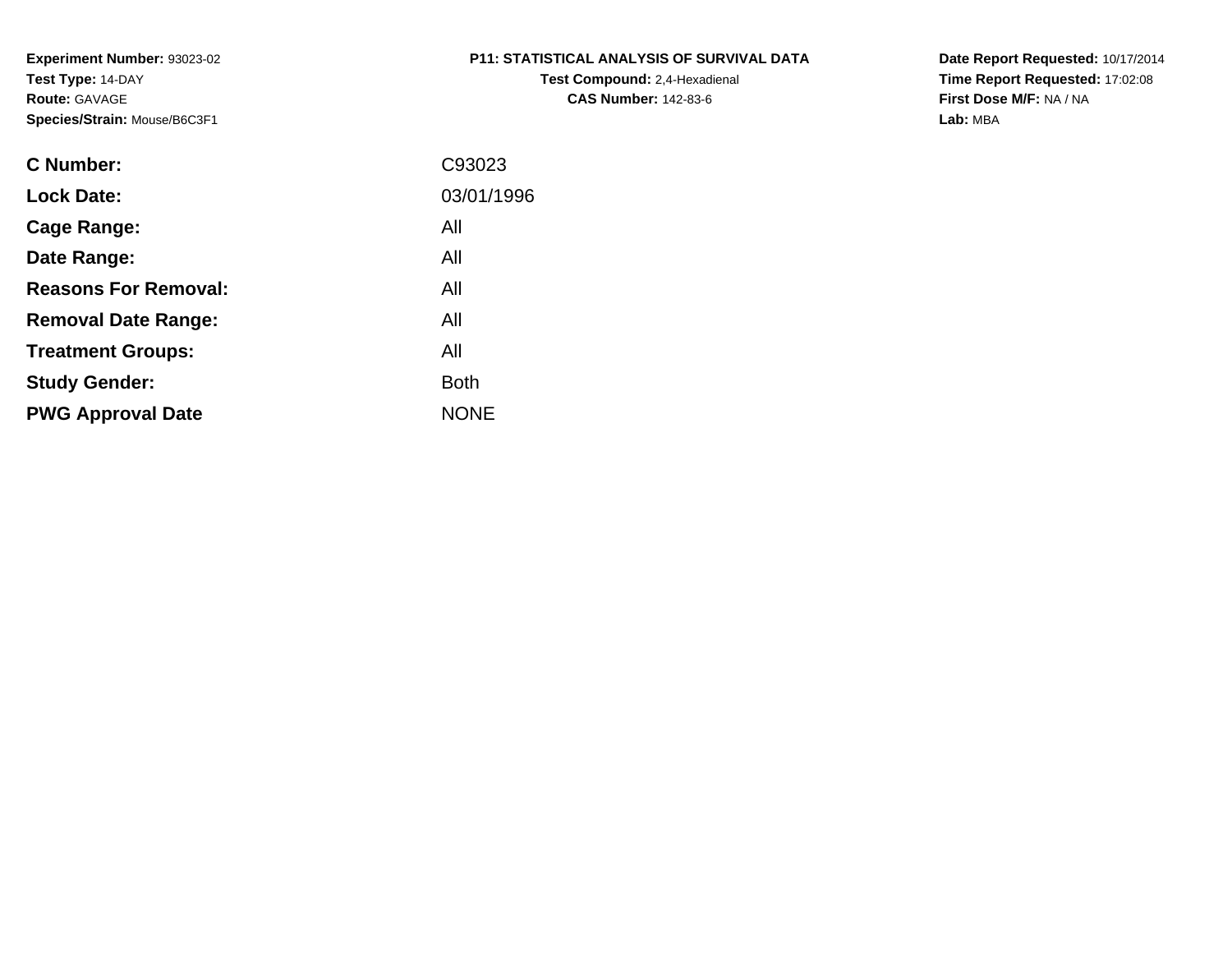**Experiment Number:** 93023-02
**Test Type:** 14-DAY
**Route:** GAVAGE
**Species/Strain:** Mouse/B6C3F1

**P11: STATISTICAL ANALYSIS OF SURVIVAL DATA**
**Test Compound:** 2,4-Hexadienal
**CAS Number:** 142-83-6

**Date Report Requested:** 10/17/2014
**Time Report Requested:** 17:02:08
**First Dose M/F:** NA / NA
**Lab:** MBA

| | |
|---|---|
| **C Number:** | C93023 |
| **Lock Date:** | 03/01/1996 |
| **Cage Range:** | All |
| **Date Range:** | All |
| **Reasons For Removal:** | All |
| **Removal Date Range:** | All |
| **Treatment Groups:** | All |
| **Study Gender:** | Both |
| **PWG Approval Date** | NONE |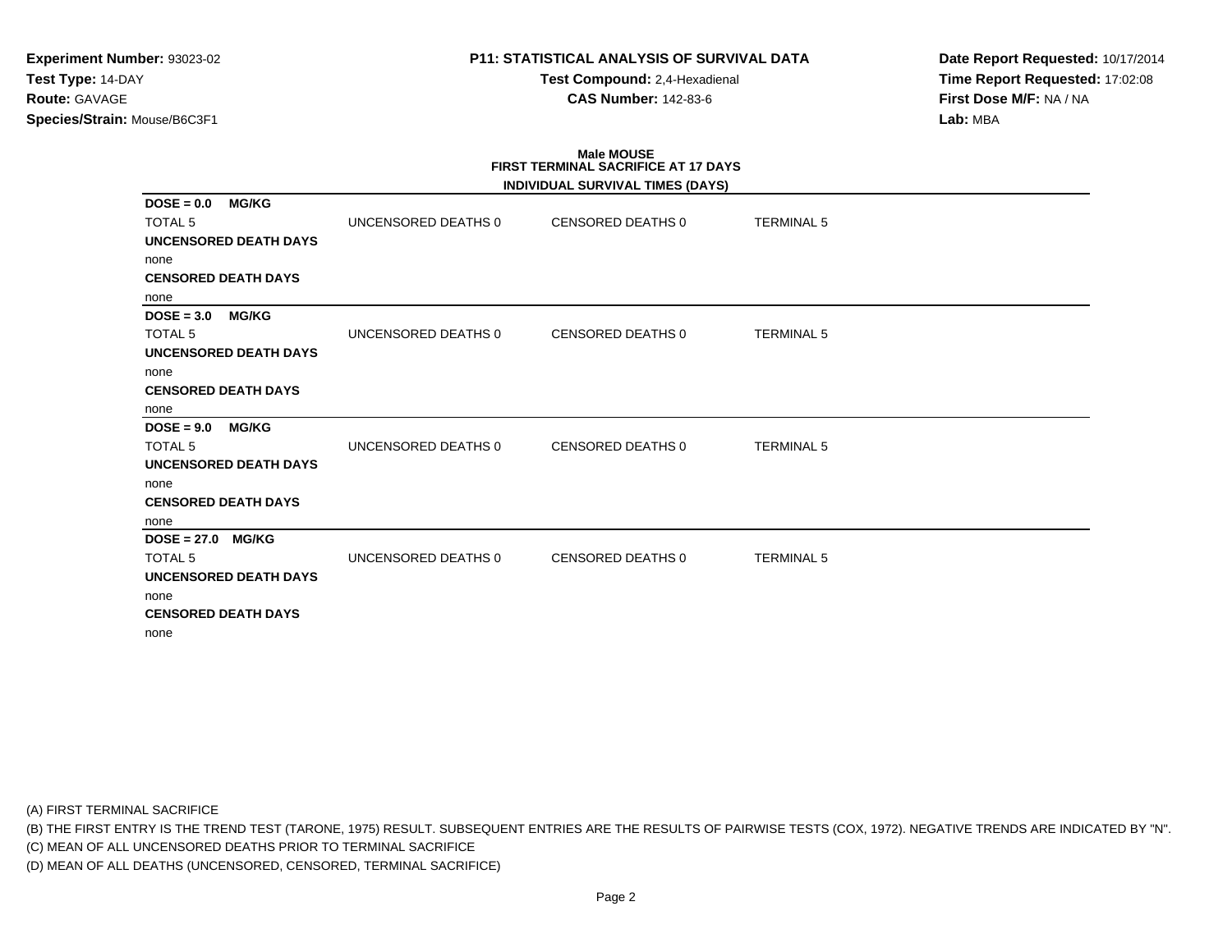**Experiment Number:** 93023-02
**Test Type:** 14-DAY
**Route:** GAVAGE
**Species/Strain:** Mouse/B6C3F1

**P11: STATISTICAL ANALYSIS OF SURVIVAL DATA**
**Test Compound:** 2,4-Hexadienal
**CAS Number:** 142-83-6

**Date Report Requested:** 10/17/2014
**Time Report Requested:** 17:02:08
**First Dose M/F:** NA / NA
**Lab:** MBA

## Male MOUSE
### FIRST TERMINAL SACRIFICE AT 17 DAYS
### INDIVIDUAL SURVIVAL TIMES (DAYS)

**DOSE = 0.0 MG/KG**

| TOTAL 5 | UNCENSORED DEATHS 0 | CENSORED DEATHS 0 | TERMINAL 5 |
|---|---|---|---|

**UNCENSORED DEATH DAYS**
none
**CENSORED DEATH DAYS**
none

**DOSE = 3.0 MG/KG**

| TOTAL 5 | UNCENSORED DEATHS 0 | CENSORED DEATHS 0 | TERMINAL 5 |
|---|---|---|---|

**UNCENSORED DEATH DAYS**
none
**CENSORED DEATH DAYS**
none

**DOSE = 9.0 MG/KG**

| TOTAL 5 | UNCENSORED DEATHS 0 | CENSORED DEATHS 0 | TERMINAL 5 |
|---|---|---|---|

**UNCENSORED DEATH DAYS**
none
**CENSORED DEATH DAYS**
none

**DOSE = 27.0 MG/KG**

| TOTAL 5 | UNCENSORED DEATHS 0 | CENSORED DEATHS 0 | TERMINAL 5 |
|---|---|---|---|

**UNCENSORED DEATH DAYS**
none
**CENSORED DEATH DAYS**
none

(A) FIRST TERMINAL SACRIFICE
(B) THE FIRST ENTRY IS THE TREND TEST (TARONE, 1975) RESULT. SUBSEQUENT ENTRIES ARE THE RESULTS OF PAIRWISE TESTS (COX, 1972). NEGATIVE TRENDS ARE INDICATED BY "N".
(C) MEAN OF ALL UNCENSORED DEATHS PRIOR TO TERMINAL SACRIFICE
(D) MEAN OF ALL DEATHS (UNCENSORED, CENSORED, TERMINAL SACRIFICE)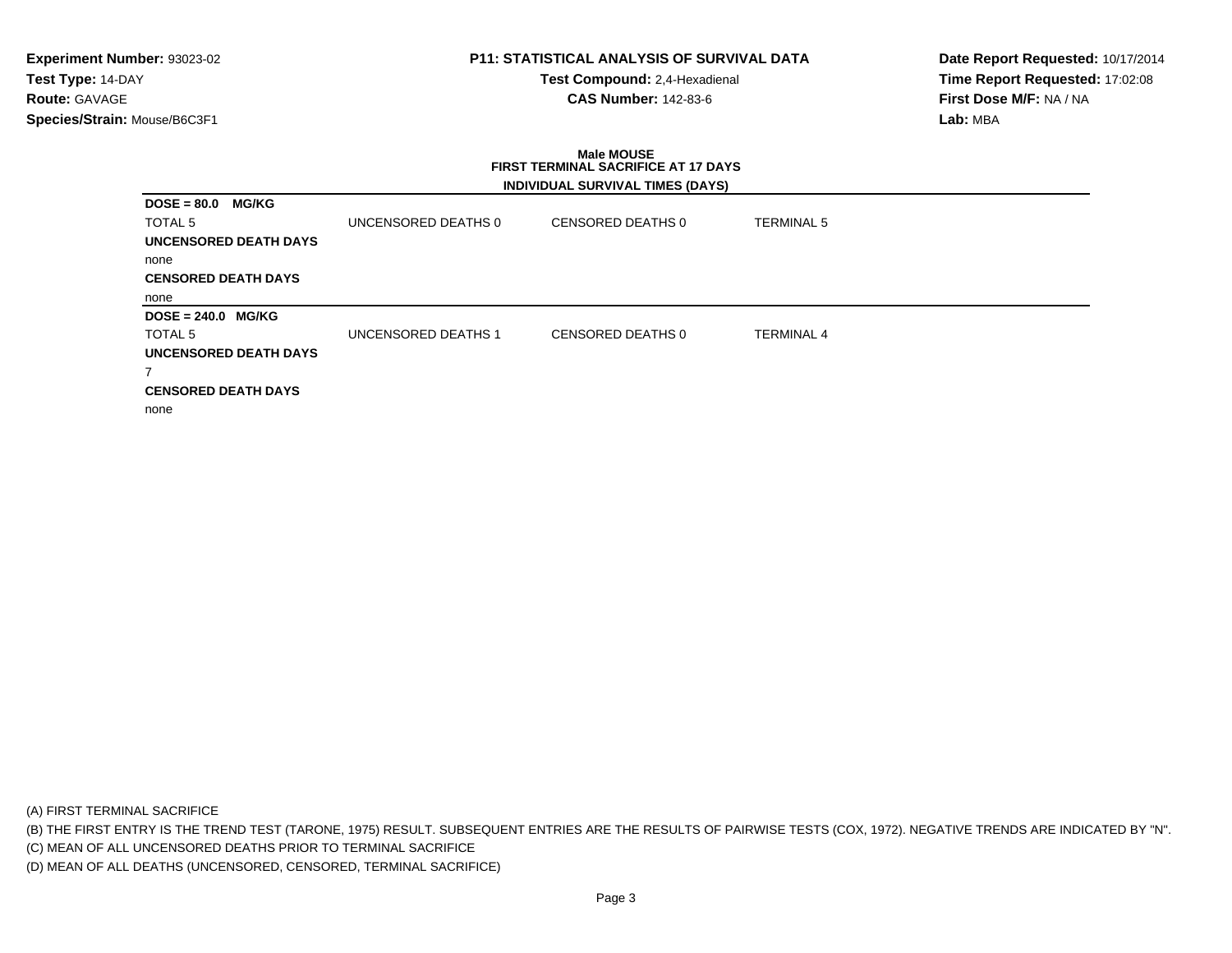**Experiment Number:** 93023-02
**Test Type:** 14-DAY
**Route:** GAVAGE
**Species/Strain:** Mouse/B6C3F1

**P11: STATISTICAL ANALYSIS OF SURVIVAL DATA**
**Test Compound:** 2,4-Hexadienal
**CAS Number:** 142-83-6

**Date Report Requested:** 10/17/2014
**Time Report Requested:** 17:02:08
**First Dose M/F:** NA / NA
**Lab:** MBA

**Male MOUSE**
**FIRST TERMINAL SACRIFICE AT 17 DAYS**
**INDIVIDUAL SURVIVAL TIMES (DAYS)**

**DOSE = 80.0 MG/KG**

| TOTAL 5 | UNCENSORED DEATHS 0 | CENSORED DEATHS 0 | TERMINAL 5 |
|---|---|---|---|

**UNCENSORED DEATH DAYS**

none

**CENSORED DEATH DAYS**

none

**DOSE = 240.0 MG/KG**

| TOTAL 5 | UNCENSORED DEATHS 1 | CENSORED DEATHS 0 | TERMINAL 4 |
|---|---|---|---|

**UNCENSORED DEATH DAYS**

7

**CENSORED DEATH DAYS**

none

(A) FIRST TERMINAL SACRIFICE
(B) THE FIRST ENTRY IS THE TREND TEST (TARONE, 1975) RESULT. SUBSEQUENT ENTRIES ARE THE RESULTS OF PAIRWISE TESTS (COX, 1972). NEGATIVE TRENDS ARE INDICATED BY "N".
(C) MEAN OF ALL UNCENSORED DEATHS PRIOR TO TERMINAL SACRIFICE
(D) MEAN OF ALL DEATHS (UNCENSORED, CENSORED, TERMINAL SACRIFICE)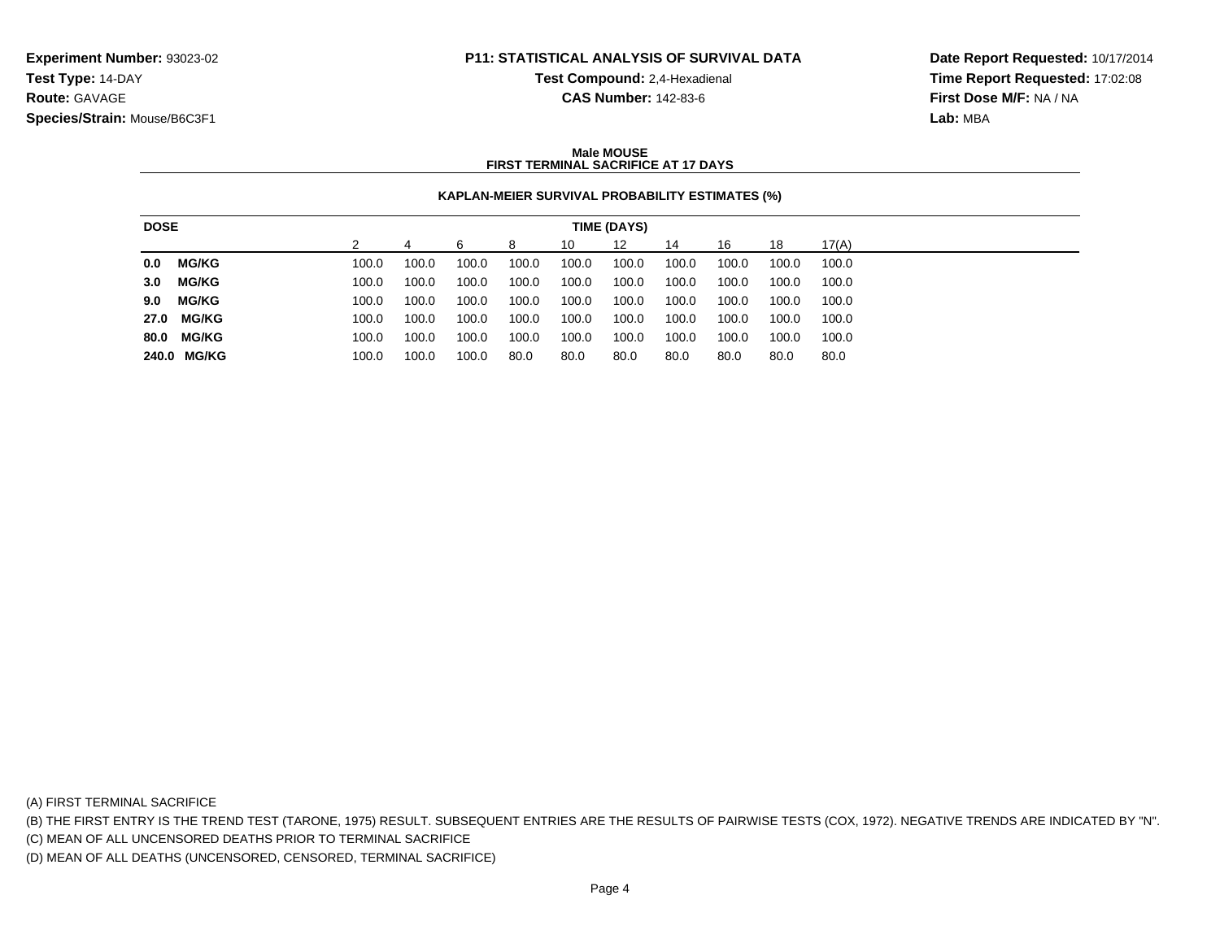**Experiment Number:** 93023-02
**Test Type:** 14-DAY
**Route:** GAVAGE
**Species/Strain:** Mouse/B6C3F1

**P11: STATISTICAL ANALYSIS OF SURVIVAL DATA**
**Test Compound:** 2,4-Hexadienal
**CAS Number:** 142-83-6

**Date Report Requested:** 10/17/2014
**Time Report Requested:** 17:02:08
**First Dose M/F:** NA / NA
**Lab:** MBA

**Male MOUSE**
**FIRST TERMINAL SACRIFICE AT 17 DAYS**

**KAPLAN-MEIER SURVIVAL PROBABILITY ESTIMATES (%)**

| DOSE | TIME (DAYS) | | | | | | | | | |
|---|---|---|---|---|---|---|---|---|---|---|
| | 2 | 4 | 6 | 8 | 10 | 12 | 14 | 16 | 18 | 17(A) |
| **0.0 MG/KG** | 100.0 | 100.0 | 100.0 | 100.0 | 100.0 | 100.0 | 100.0 | 100.0 | 100.0 | 100.0 |
| **3.0 MG/KG** | 100.0 | 100.0 | 100.0 | 100.0 | 100.0 | 100.0 | 100.0 | 100.0 | 100.0 | 100.0 |
| **9.0 MG/KG** | 100.0 | 100.0 | 100.0 | 100.0 | 100.0 | 100.0 | 100.0 | 100.0 | 100.0 | 100.0 |
| **27.0 MG/KG** | 100.0 | 100.0 | 100.0 | 100.0 | 100.0 | 100.0 | 100.0 | 100.0 | 100.0 | 100.0 |
| **80.0 MG/KG** | 100.0 | 100.0 | 100.0 | 100.0 | 100.0 | 100.0 | 100.0 | 100.0 | 100.0 | 100.0 |
| **240.0 MG/KG** | 100.0 | 100.0 | 100.0 | 80.0 | 80.0 | 80.0 | 80.0 | 80.0 | 80.0 | 80.0 |

(A) FIRST TERMINAL SACRIFICE
(B) THE FIRST ENTRY IS THE TREND TEST (TARONE, 1975) RESULT. SUBSEQUENT ENTRIES ARE THE RESULTS OF PAIRWISE TESTS (COX, 1972). NEGATIVE TRENDS ARE INDICATED BY "N".
(C) MEAN OF ALL UNCENSORED DEATHS PRIOR TO TERMINAL SACRIFICE
(D) MEAN OF ALL DEATHS (UNCENSORED, CENSORED, TERMINAL SACRIFICE)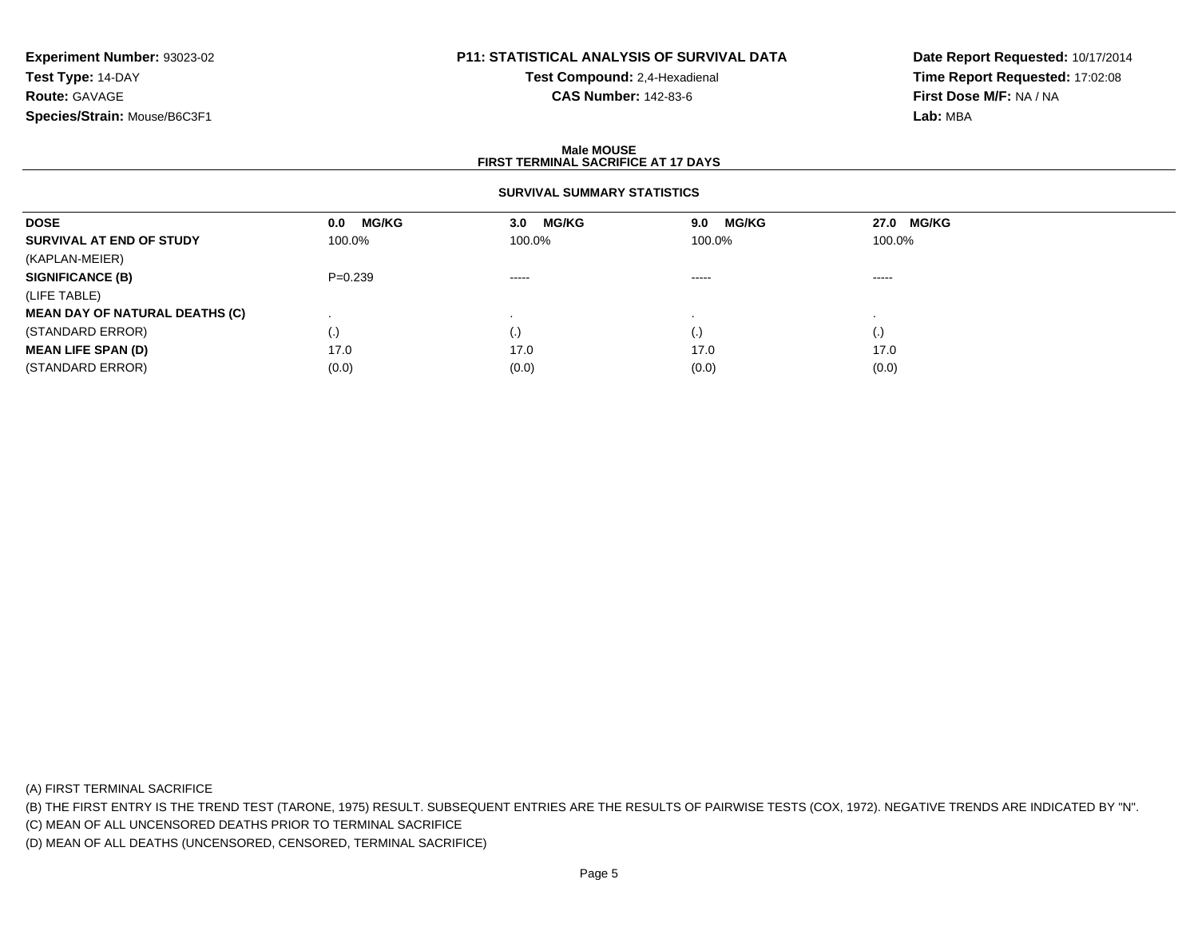**Experiment Number:** 93023-02
**Test Type:** 14-DAY
**Route:** GAVAGE
**Species/Strain:** Mouse/B6C3F1

**P11: STATISTICAL ANALYSIS OF SURVIVAL DATA**
**Test Compound:** 2,4-Hexadienal
**CAS Number:** 142-83-6

**Date Report Requested:** 10/17/2014
**Time Report Requested:** 17:02:08
**First Dose M/F:** NA / NA
**Lab:** MBA

## Male MOUSE
## FIRST TERMINAL SACRIFICE AT 17 DAYS

### SURVIVAL SUMMARY STATISTICS

| DOSE | 0.0 MG/KG | 3.0 MG/KG | 9.0 MG/KG | 27.0 MG/KG |
|---|---|---|---|---|
| **SURVIVAL AT END OF STUDY** | 100.0% | 100.0% | 100.0% | 100.0% |
| (KAPLAN-MEIER) | | | | |
| **SIGNIFICANCE (B)** | P=0.239 | ----- | ----- | ----- |
| (LIFE TABLE) | | | | |
| **MEAN DAY OF NATURAL DEATHS (C)** | . | . | . | . |
| (STANDARD ERROR) | (.) | (.) | (.) | (.) |
| **MEAN LIFE SPAN (D)** | 17.0 | 17.0 | 17.0 | 17.0 |
| (STANDARD ERROR) | (0.0) | (0.0) | (0.0) | (0.0) |

(A) FIRST TERMINAL SACRIFICE
(B) THE FIRST ENTRY IS THE TREND TEST (TARONE, 1975) RESULT. SUBSEQUENT ENTRIES ARE THE RESULTS OF PAIRWISE TESTS (COX, 1972). NEGATIVE TRENDS ARE INDICATED BY "N".
(C) MEAN OF ALL UNCENSORED DEATHS PRIOR TO TERMINAL SACRIFICE
(D) MEAN OF ALL DEATHS (UNCENSORED, CENSORED, TERMINAL SACRIFICE)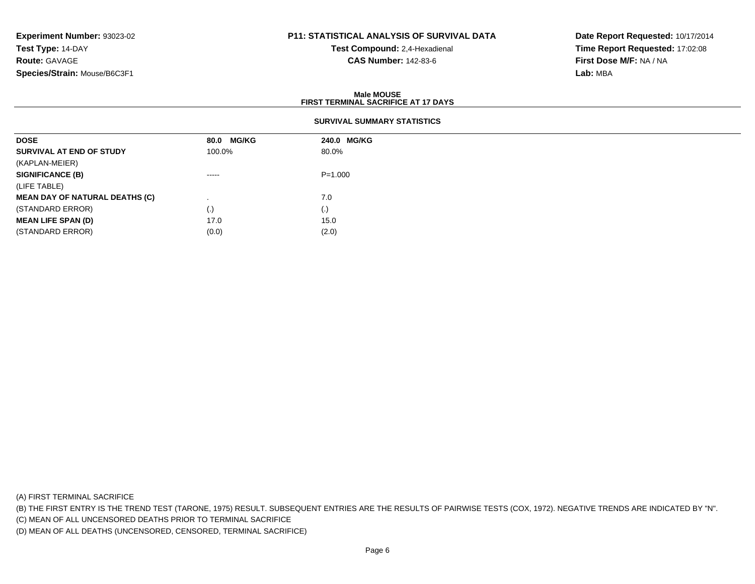**Experiment Number:** 93023-02
**Test Type:** 14-DAY
**Route:** GAVAGE
**Species/Strain:** Mouse/B6C3F1

**P11: STATISTICAL ANALYSIS OF SURVIVAL DATA**
**Test Compound:** 2,4-Hexadienal
**CAS Number:** 142-83-6

**Date Report Requested:** 10/17/2014
**Time Report Requested:** 17:02:08
**First Dose M/F:** NA / NA
**Lab:** MBA

## Male MOUSE
## FIRST TERMINAL SACRIFICE AT 17 DAYS

### SURVIVAL SUMMARY STATISTICS

| DOSE | 80.0 MG/KG | 240.0 MG/KG |
|---|---|---|
| SURVIVAL AT END OF STUDY | 100.0% | 80.0% |
| (KAPLAN-MEIER) | | |
| SIGNIFICANCE (B) | ----- | P=1.000 |
| (LIFE TABLE) | | |
| MEAN DAY OF NATURAL DEATHS (C) | . | 7.0 |
| (STANDARD ERROR) | (.) | (.) |
| MEAN LIFE SPAN (D) | 17.0 | 15.0 |
| (STANDARD ERROR) | (0.0) | (2.0) |

(A) FIRST TERMINAL SACRIFICE

(B) THE FIRST ENTRY IS THE TREND TEST (TARONE, 1975) RESULT. SUBSEQUENT ENTRIES ARE THE RESULTS OF PAIRWISE TESTS (COX, 1972). NEGATIVE TRENDS ARE INDICATED BY "N".

(C) MEAN OF ALL UNCENSORED DEATHS PRIOR TO TERMINAL SACRIFICE

(D) MEAN OF ALL DEATHS (UNCENSORED, CENSORED, TERMINAL SACRIFICE)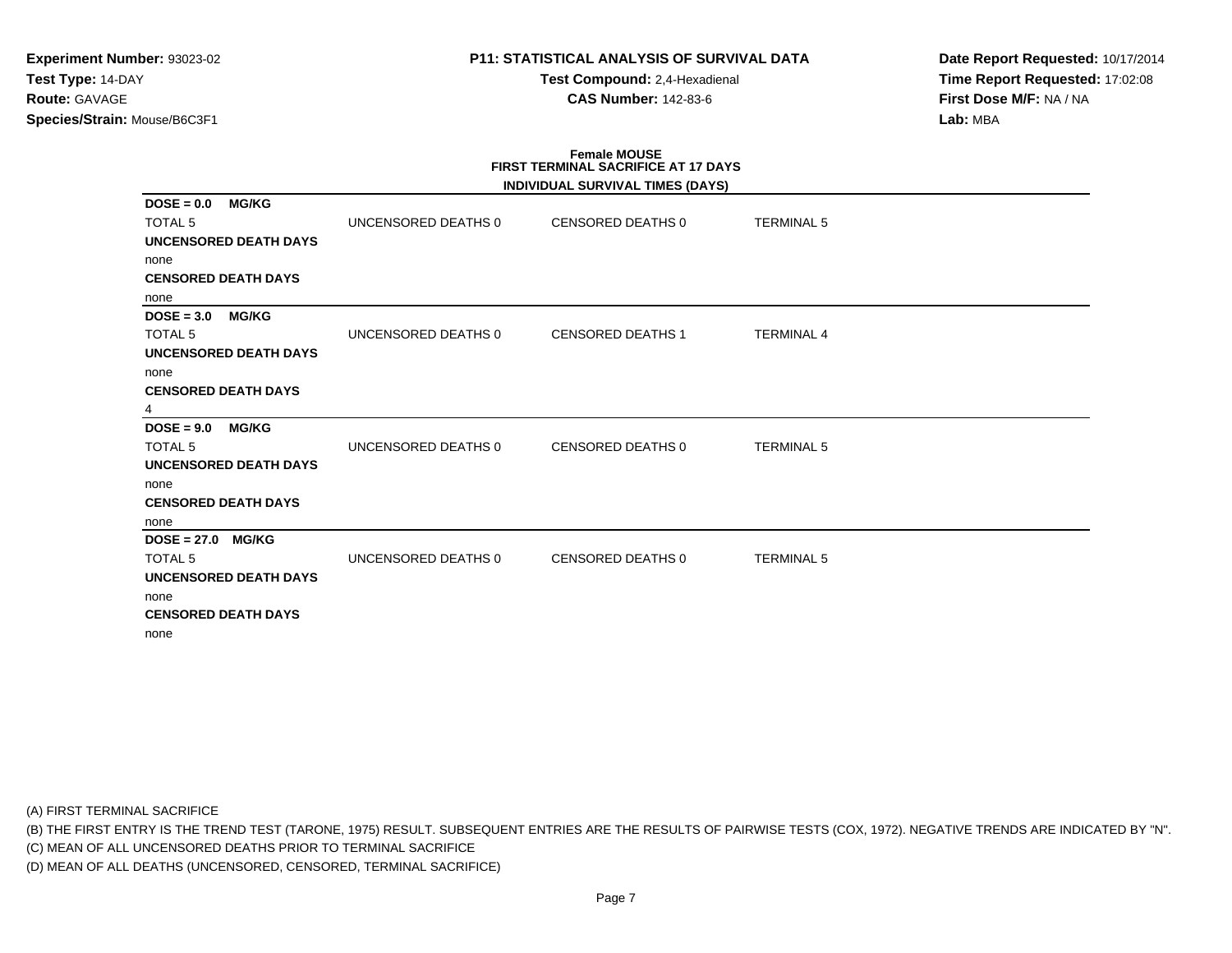**Experiment Number:** 93023-02
**Test Type:** 14-DAY
**Route:** GAVAGE
**Species/Strain:** Mouse/B6C3F1

**P11: STATISTICAL ANALYSIS OF SURVIVAL DATA**
**Test Compound:** 2,4-Hexadienal
**CAS Number:** 142-83-6

**Date Report Requested:** 10/17/2014
**Time Report Requested:** 17:02:08
**First Dose M/F:** NA / NA
**Lab:** MBA

**Female MOUSE**
**FIRST TERMINAL SACRIFICE AT 17 DAYS**
**INDIVIDUAL SURVIVAL TIMES (DAYS)**

**DOSE = 0.0 MG/KG**

| TOTAL 5 | UNCENSORED DEATHS 0 | CENSORED DEATHS 0 | TERMINAL 5 |
|---|---|---|---|

**UNCENSORED DEATH DAYS**
none
**CENSORED DEATH DAYS**
none

**DOSE = 3.0 MG/KG**

| TOTAL 5 | UNCENSORED DEATHS 0 | CENSORED DEATHS 1 | TERMINAL 4 |
|---|---|---|---|

**UNCENSORED DEATH DAYS**
none
**CENSORED DEATH DAYS**
4

**DOSE = 9.0 MG/KG**

| TOTAL 5 | UNCENSORED DEATHS 0 | CENSORED DEATHS 0 | TERMINAL 5 |
|---|---|---|---|

**UNCENSORED DEATH DAYS**
none
**CENSORED DEATH DAYS**
none

**DOSE = 27.0 MG/KG**

| TOTAL 5 | UNCENSORED DEATHS 0 | CENSORED DEATHS 0 | TERMINAL 5 |
|---|---|---|---|

**UNCENSORED DEATH DAYS**
none
**CENSORED DEATH DAYS**
none

(A) FIRST TERMINAL SACRIFICE
(B) THE FIRST ENTRY IS THE TREND TEST (TARONE, 1975) RESULT. SUBSEQUENT ENTRIES ARE THE RESULTS OF PAIRWISE TESTS (COX, 1972). NEGATIVE TRENDS ARE INDICATED BY "N".
(C) MEAN OF ALL UNCENSORED DEATHS PRIOR TO TERMINAL SACRIFICE
(D) MEAN OF ALL DEATHS (UNCENSORED, CENSORED, TERMINAL SACRIFICE)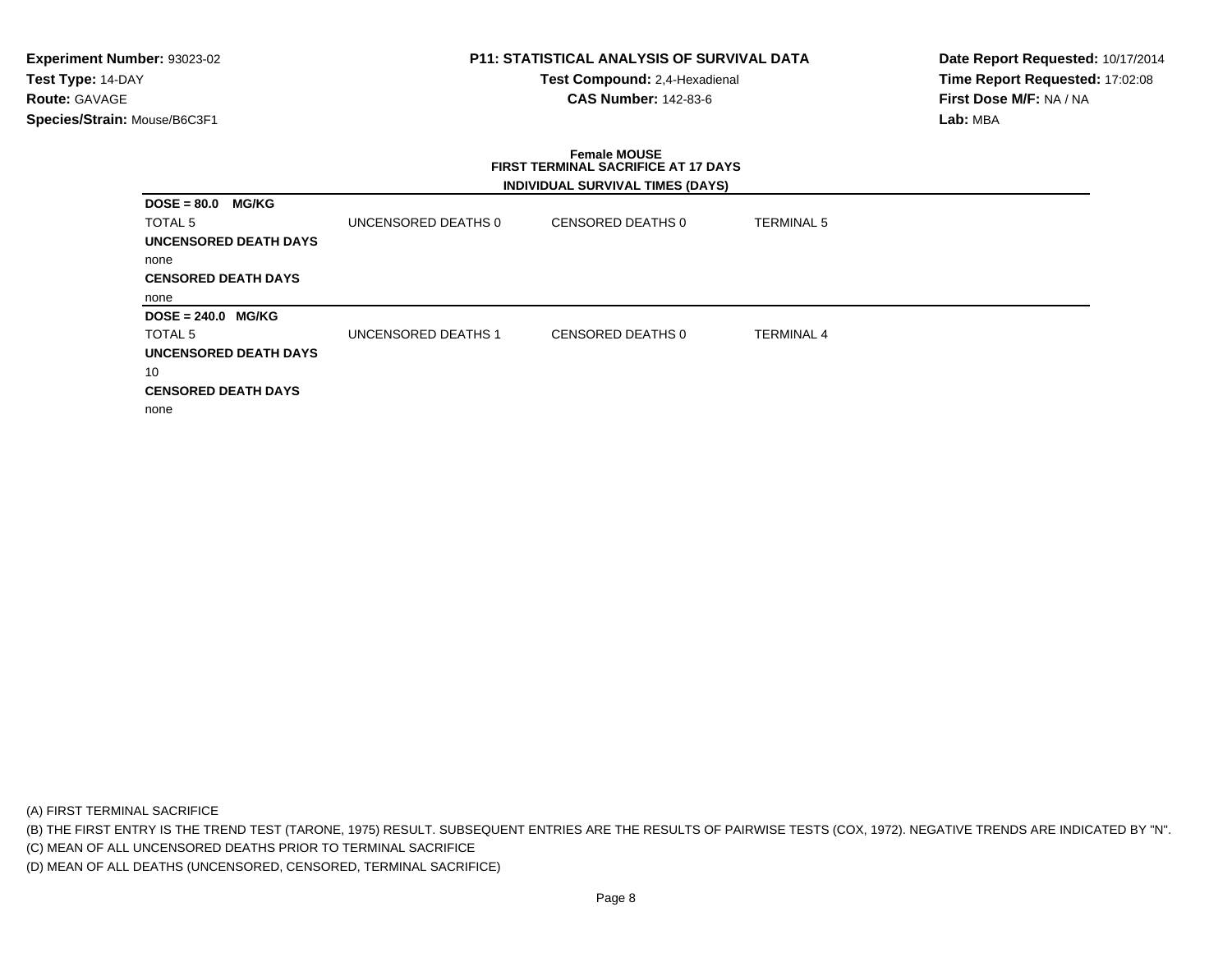**Experiment Number:** 93023-02
**Test Type:** 14-DAY
**Route:** GAVAGE
**Species/Strain:** Mouse/B6C3F1

**P11: STATISTICAL ANALYSIS OF SURVIVAL DATA**
**Test Compound:** 2,4-Hexadienal
**CAS Number:** 142-83-6

**Date Report Requested:** 10/17/2014
**Time Report Requested:** 17:02:08
**First Dose M/F:** NA / NA
**Lab:** MBA

**Female MOUSE**
**FIRST TERMINAL SACRIFICE AT 17 DAYS**
**INDIVIDUAL SURVIVAL TIMES (DAYS)**

**DOSE = 80.0 MG/KG**

| TOTAL 5 | UNCENSORED DEATHS 0 | CENSORED DEATHS 0 | TERMINAL 5 |
|---|---|---|---|

**UNCENSORED DEATH DAYS**

none

**CENSORED DEATH DAYS**

none

**DOSE = 240.0 MG/KG**

| TOTAL 5 | UNCENSORED DEATHS 1 | CENSORED DEATHS 0 | TERMINAL 4 |
|---|---|---|---|

**UNCENSORED DEATH DAYS**

10

**CENSORED DEATH DAYS**

none

(A) FIRST TERMINAL SACRIFICE
(B) THE FIRST ENTRY IS THE TREND TEST (TARONE, 1975) RESULT. SUBSEQUENT ENTRIES ARE THE RESULTS OF PAIRWISE TESTS (COX, 1972). NEGATIVE TRENDS ARE INDICATED BY "N".
(C) MEAN OF ALL UNCENSORED DEATHS PRIOR TO TERMINAL SACRIFICE
(D) MEAN OF ALL DEATHS (UNCENSORED, CENSORED, TERMINAL SACRIFICE)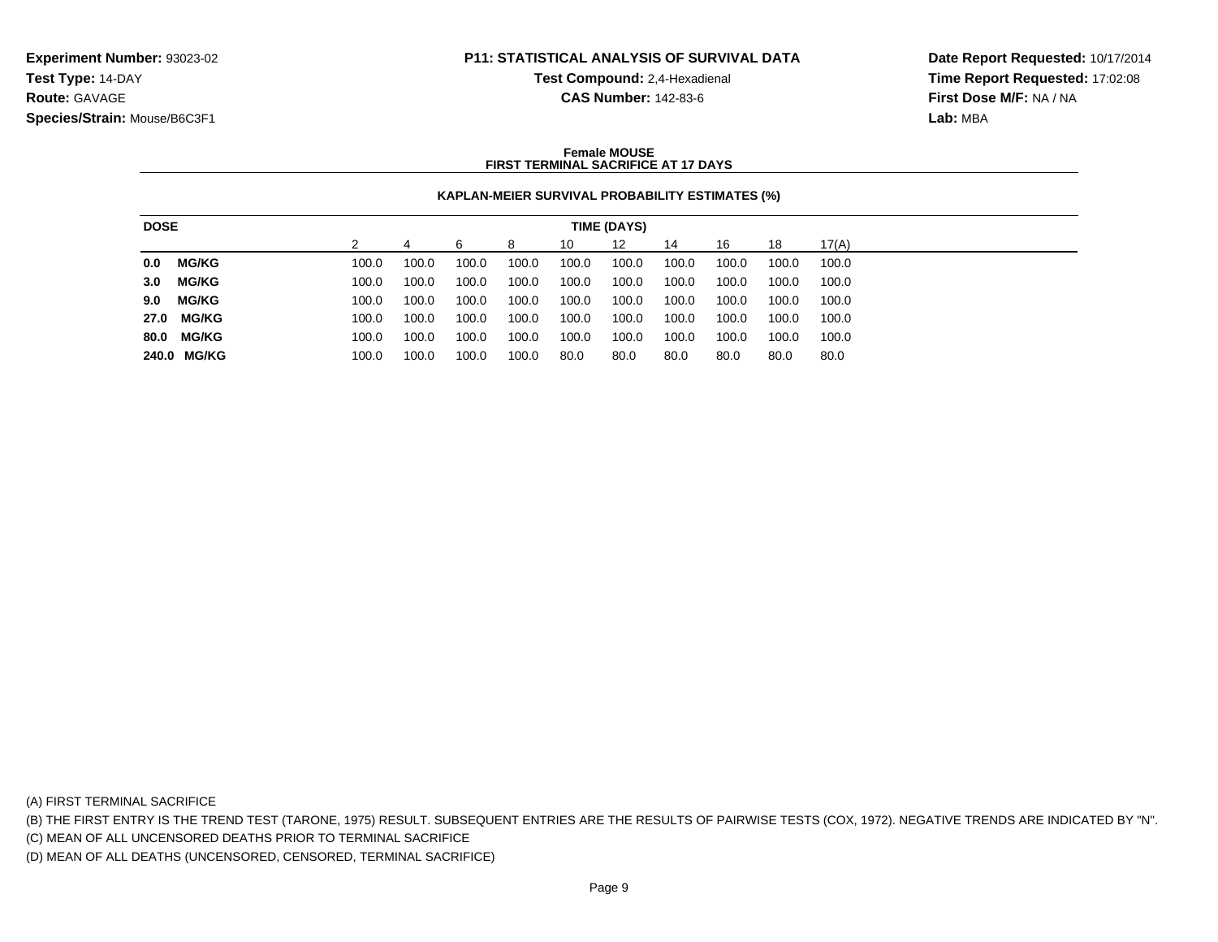**Experiment Number:** 93023-02
**Test Type:** 14-DAY
**Route:** GAVAGE
**Species/Strain:** Mouse/B6C3F1

**P11: STATISTICAL ANALYSIS OF SURVIVAL DATA**
**Test Compound:** 2,4-Hexadienal
**CAS Number:** 142-83-6

**Date Report Requested:** 10/17/2014
**Time Report Requested:** 17:02:08
**First Dose M/F:** NA / NA
**Lab:** MBA

**Female MOUSE**
**FIRST TERMINAL SACRIFICE AT 17 DAYS**

**KAPLAN-MEIER SURVIVAL PROBABILITY ESTIMATES (%)**

| DOSE | TIME (DAYS) | | | | | | | | | |
|---|---|---|---|---|---|---|---|---|---|---|
| | 2 | 4 | 6 | 8 | 10 | 12 | 14 | 16 | 18 | 17(A) |
| **0.0 MG/KG** | 100.0 | 100.0 | 100.0 | 100.0 | 100.0 | 100.0 | 100.0 | 100.0 | 100.0 | 100.0 |
| **3.0 MG/KG** | 100.0 | 100.0 | 100.0 | 100.0 | 100.0 | 100.0 | 100.0 | 100.0 | 100.0 | 100.0 |
| **9.0 MG/KG** | 100.0 | 100.0 | 100.0 | 100.0 | 100.0 | 100.0 | 100.0 | 100.0 | 100.0 | 100.0 |
| **27.0 MG/KG** | 100.0 | 100.0 | 100.0 | 100.0 | 100.0 | 100.0 | 100.0 | 100.0 | 100.0 | 100.0 |
| **80.0 MG/KG** | 100.0 | 100.0 | 100.0 | 100.0 | 100.0 | 100.0 | 100.0 | 100.0 | 100.0 | 100.0 |
| **240.0 MG/KG** | 100.0 | 100.0 | 100.0 | 100.0 | 80.0 | 80.0 | 80.0 | 80.0 | 80.0 | 80.0 |

(A) FIRST TERMINAL SACRIFICE
(B) THE FIRST ENTRY IS THE TREND TEST (TARONE, 1975) RESULT. SUBSEQUENT ENTRIES ARE THE RESULTS OF PAIRWISE TESTS (COX, 1972). NEGATIVE TRENDS ARE INDICATED BY "N".
(C) MEAN OF ALL UNCENSORED DEATHS PRIOR TO TERMINAL SACRIFICE
(D) MEAN OF ALL DEATHS (UNCENSORED, CENSORED, TERMINAL SACRIFICE)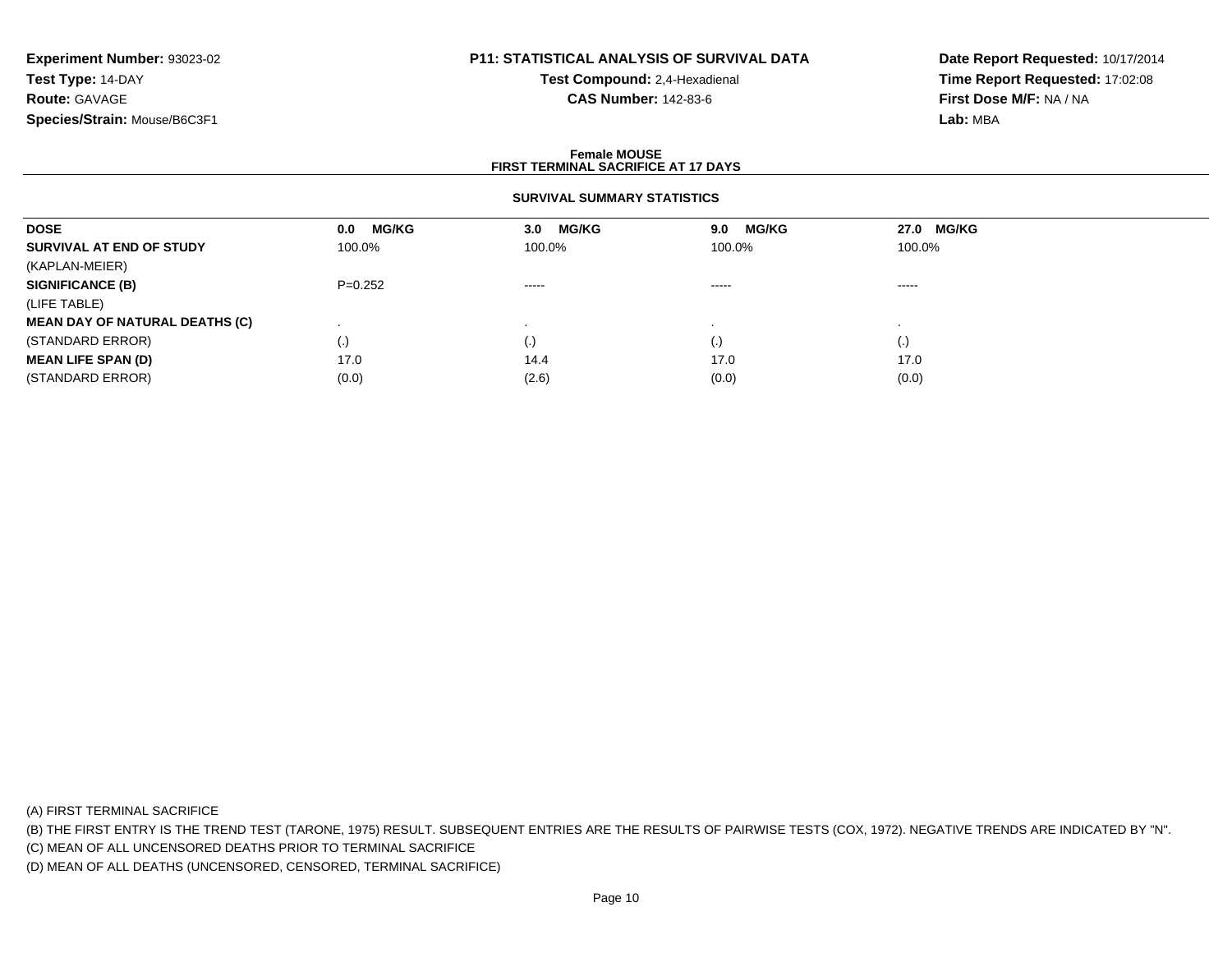**Experiment Number:** 93023-02
**Test Type:** 14-DAY
**Route:** GAVAGE
**Species/Strain:** Mouse/B6C3F1

**P11: STATISTICAL ANALYSIS OF SURVIVAL DATA**
**Test Compound:** 2,4-Hexadienal
**CAS Number:** 142-83-6

**Date Report Requested:** 10/17/2014
**Time Report Requested:** 17:02:08
**First Dose M/F:** NA / NA
**Lab:** MBA

**Female MOUSE**
**FIRST TERMINAL SACRIFICE AT 17 DAYS**

**SURVIVAL SUMMARY STATISTICS**

| **DOSE** | **0.0 MG/KG** | **3.0 MG/KG** | **9.0 MG/KG** | **27.0 MG/KG** |
|---|---|---|---|---|
| **SURVIVAL AT END OF STUDY** | 100.0% | 100.0% | 100.0% | 100.0% |
| (KAPLAN-MEIER) | | | | |
| **SIGNIFICANCE (B)** | P=0.252 | ----- | ----- | ----- |
| (LIFE TABLE) | | | | |
| **MEAN DAY OF NATURAL DEATHS (C)** | . | . | . | . |
| (STANDARD ERROR) | (.) | (.) | (.) | (.) |
| **MEAN LIFE SPAN (D)** | 17.0 | 14.4 | 17.0 | 17.0 |
| (STANDARD ERROR) | (0.0) | (2.6) | (0.0) | (0.0) |

(A) FIRST TERMINAL SACRIFICE
(B) THE FIRST ENTRY IS THE TREND TEST (TARONE, 1975) RESULT. SUBSEQUENT ENTRIES ARE THE RESULTS OF PAIRWISE TESTS (COX, 1972). NEGATIVE TRENDS ARE INDICATED BY "N".
(C) MEAN OF ALL UNCENSORED DEATHS PRIOR TO TERMINAL SACRIFICE
(D) MEAN OF ALL DEATHS (UNCENSORED, CENSORED, TERMINAL SACRIFICE)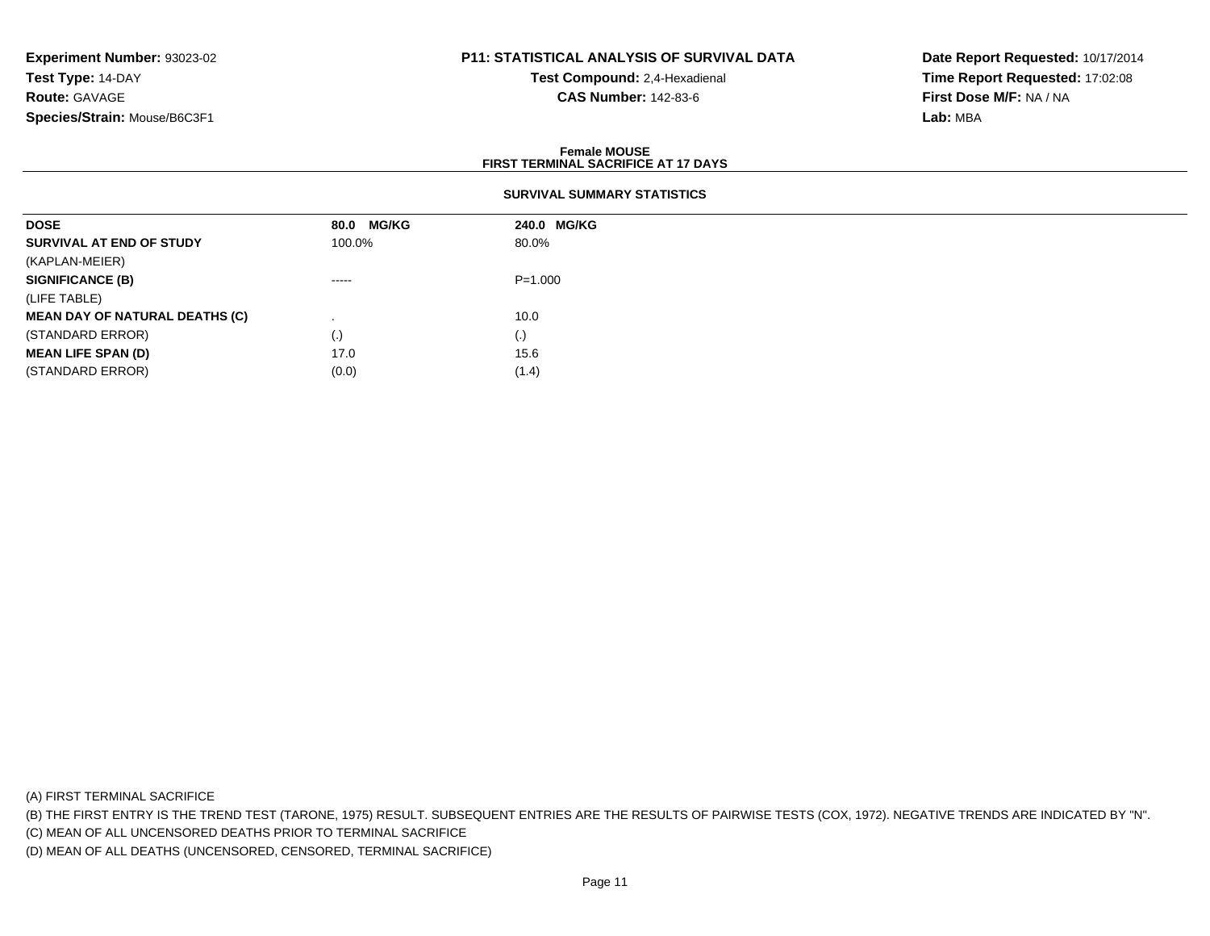**Experiment Number:** 93023-02
**Test Type:** 14-DAY
**Route:** GAVAGE
**Species/Strain:** Mouse/B6C3F1

**P11: STATISTICAL ANALYSIS OF SURVIVAL DATA**
**Test Compound:** 2,4-Hexadienal
**CAS Number:** 142-83-6

**Date Report Requested:** 10/17/2014
**Time Report Requested:** 17:02:08
**First Dose M/F:** NA / NA
**Lab:** MBA

**Female MOUSE**
**FIRST TERMINAL SACRIFICE AT 17 DAYS**

**SURVIVAL SUMMARY STATISTICS**

| DOSE | 80.0 MG/KG | 240.0 MG/KG |
|---|---|---|
| **SURVIVAL AT END OF STUDY** | 100.0% | 80.0% |
| (KAPLAN-MEIER) | | |
| **SIGNIFICANCE (B)** | ----- | P=1.000 |
| (LIFE TABLE) | | |
| **MEAN DAY OF NATURAL DEATHS (C)** | . | 10.0 |
| (STANDARD ERROR) | (.) | (.) |
| **MEAN LIFE SPAN (D)** | 17.0 | 15.6 |
| (STANDARD ERROR) | (0.0) | (1.4) |

(A) FIRST TERMINAL SACRIFICE
(B) THE FIRST ENTRY IS THE TREND TEST (TARONE, 1975) RESULT. SUBSEQUENT ENTRIES ARE THE RESULTS OF PAIRWISE TESTS (COX, 1972). NEGATIVE TRENDS ARE INDICATED BY "N".
(C) MEAN OF ALL UNCENSORED DEATHS PRIOR TO TERMINAL SACRIFICE
(D) MEAN OF ALL DEATHS (UNCENSORED, CENSORED, TERMINAL SACRIFICE)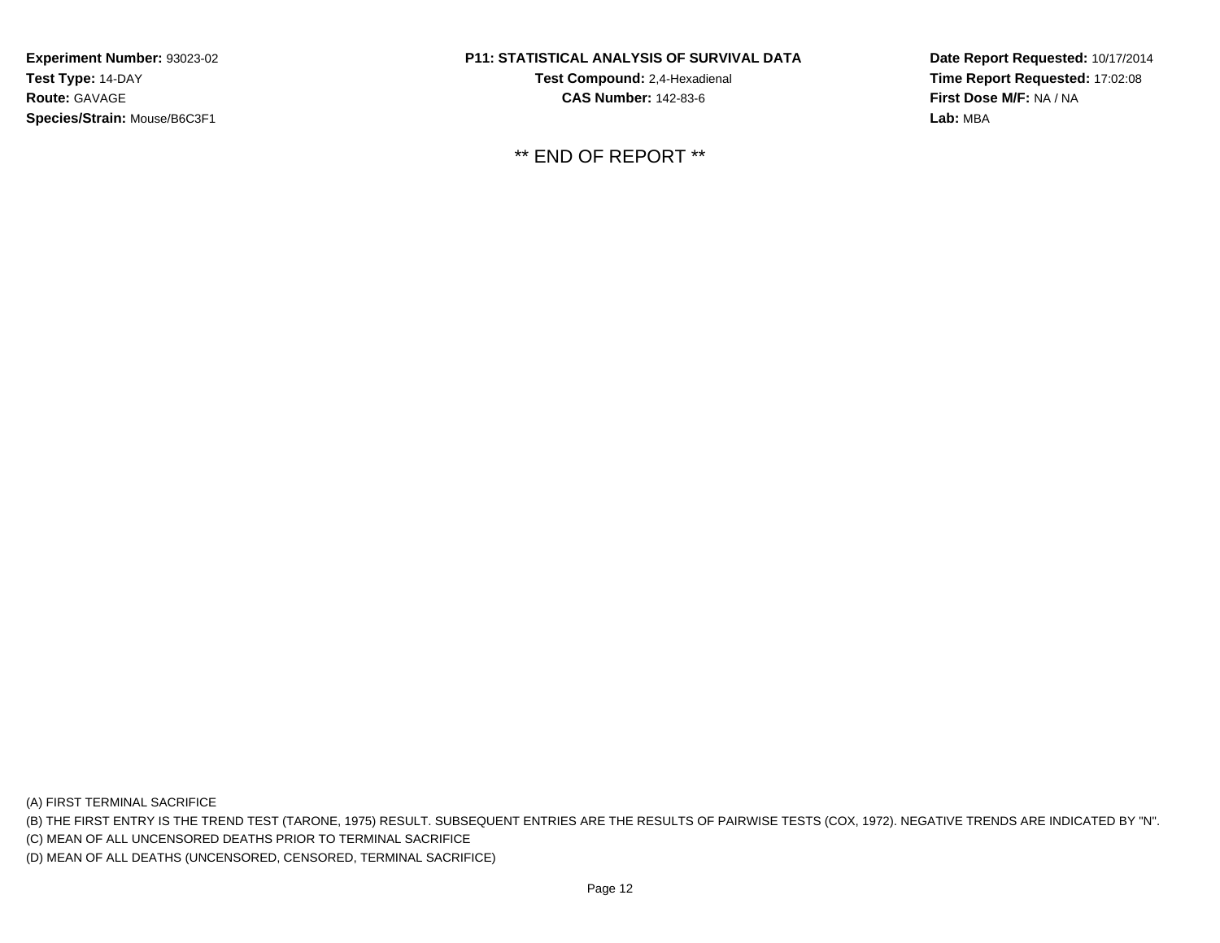**Experiment Number:** 93023-02
**Test Type:** 14-DAY
**Route:** GAVAGE
**Species/Strain:** Mouse/B6C3F1

**P11: STATISTICAL ANALYSIS OF SURVIVAL DATA**
**Test Compound:** 2,4-Hexadienal
**CAS Number:** 142-83-6

**Date Report Requested:** 10/17/2014
**Time Report Requested:** 17:02:08
**First Dose M/F:** NA / NA
**Lab:** MBA

** END OF REPORT **

(A) FIRST TERMINAL SACRIFICE
(B) THE FIRST ENTRY IS THE TREND TEST (TARONE, 1975) RESULT. SUBSEQUENT ENTRIES ARE THE RESULTS OF PAIRWISE TESTS (COX, 1972). NEGATIVE TRENDS ARE INDICATED BY "N".
(C) MEAN OF ALL UNCENSORED DEATHS PRIOR TO TERMINAL SACRIFICE
(D) MEAN OF ALL DEATHS (UNCENSORED, CENSORED, TERMINAL SACRIFICE)